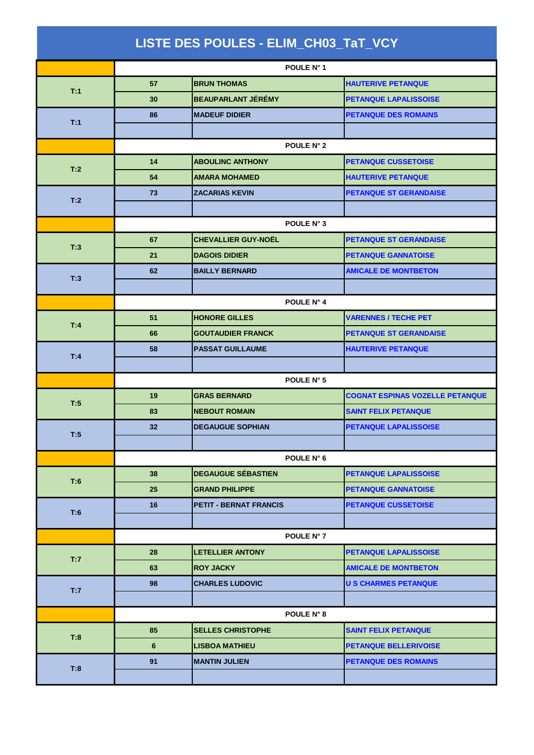# LISTE DES POULES - ELIM_CH03_TaT_VCY

| | POULE N° 1 | | |
|---|---|---|---|
| T:1 | 57 | BRUN THOMAS | HAUTERIVE PETANQUE |
| | 30 | BEAUPARLANT JÉRÉMY | PETANQUE LAPALISSOISE |
| T:1 | 86 | MADEUF DIDIER | PETANQUE DES ROMAINS |
| | | | |
| | POULE N° 2 | | |
| T:2 | 14 | ABOULINC ANTHONY | PETANQUE CUSSETOISE |
| | 54 | AMARA MOHAMED | HAUTERIVE PETANQUE |
| T:2 | 73 | ZACARIAS KEVIN | PETANQUE ST GERANDAISE |
| | | | |
| | POULE N° 3 | | |
| T:3 | 67 | CHEVALLIER GUY-NOËL | PETANQUE ST GERANDAISE |
| | 21 | DAGOIS DIDIER | PETANQUE GANNATOISE |
| T:3 | 62 | BAILLY BERNARD | AMICALE DE MONTBETON |
| | | | |
| | POULE N° 4 | | |
| T:4 | 51 | HONORE GILLES | VARENNES / TECHE PET |
| | 66 | GOUTAUDIER FRANCK | PETANQUE ST GERANDAISE |
| T:4 | 58 | PASSAT GUILLAUME | HAUTERIVE PETANQUE |
| | | | |
| | POULE N° 5 | | |
| T:5 | 19 | GRAS BERNARD | COGNAT ESPINAS VOZELLE PETANQUE |
| | 83 | NEBOUT ROMAIN | SAINT FELIX PETANQUE |
| T:5 | 32 | DEGAUGUE SOPHIAN | PETANQUE LAPALISSOISE |
| | | | |
| | POULE N° 6 | | |
| T:6 | 38 | DEGAUGUE SÉBASTIEN | PETANQUE LAPALISSOISE |
| | 25 | GRAND PHILIPPE | PETANQUE GANNATOISE |
| T:6 | 16 | PETIT - BERNAT FRANCIS | PETANQUE CUSSETOISE |
| | | | |
| | POULE N° 7 | | |
| T:7 | 28 | LETELLIER ANTONY | PETANQUE LAPALISSOISE |
| | 63 | ROY JACKY | AMICALE DE MONTBETON |
| T:7 | 98 | CHARLES LUDOVIC | U S CHARMES PETANQUE |
| | | | |
| | POULE N° 8 | | |
| T:8 | 85 | SELLES CHRISTOPHE | SAINT FELIX PETANQUE |
| | 6 | LISBOA MATHIEU | PETANQUE BELLERIVOISE |
| T:8 | 91 | MANTIN JULIEN | PETANQUE DES ROMAINS |
| | | | |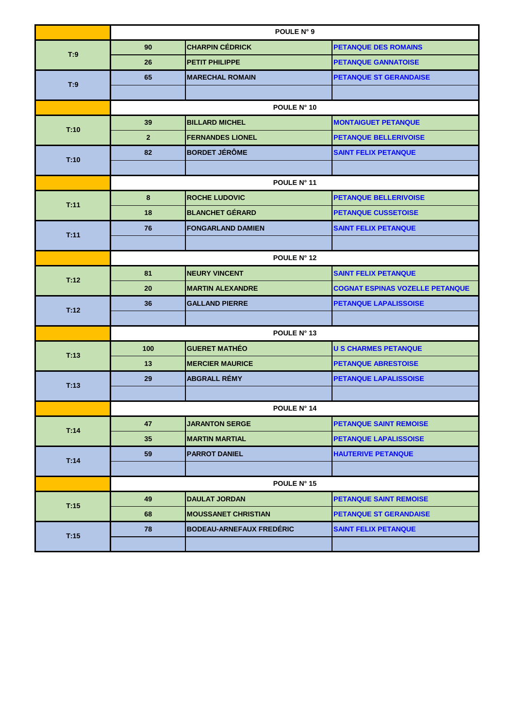| | POULE N° 9 | | |
|---|---|---|---|
| T:9 | 90 | CHARPIN CÉDRICK | PETANQUE DES ROMAINS |
| | 26 | PETIT PHILIPPE | PETANQUE GANNATOISE |
| T:9 | 65 | MARECHAL ROMAIN | PETANQUE ST GERANDAISE |
| | | | |
| | POULE N° 10 | | |
| T:10 | 39 | BILLARD MICHEL | MONTAIGUET PETANQUE |
| | 2 | FERNANDES LIONEL | PETANQUE BELLERIVOISE |
| T:10 | 82 | BORDET JÉRÔME | SAINT FELIX PETANQUE |
| | | | |
| | POULE N° 11 | | |
| T:11 | 8 | ROCHE LUDOVIC | PETANQUE BELLERIVOISE |
| | 18 | BLANCHET GÉRARD | PETANQUE CUSSETOISE |
| T:11 | 76 | FONGARLAND DAMIEN | SAINT FELIX PETANQUE |
| | | | |
| | POULE N° 12 | | |
| T:12 | 81 | NEURY VINCENT | SAINT FELIX PETANQUE |
| | 20 | MARTIN ALEXANDRE | COGNAT ESPINAS VOZELLE PETANQUE |
| T:12 | 36 | GALLAND PIERRE | PETANQUE LAPALISSOISE |
| | | | |
| | POULE N° 13 | | |
| T:13 | 100 | GUERET MATHÉO | U S CHARMES PETANQUE |
| | 13 | MERCIER MAURICE | PETANQUE ABRESTOISE |
| T:13 | 29 | ABGRALL RÉMY | PETANQUE LAPALISSOISE |
| | | | |
| | POULE N° 14 | | |
| T:14 | 47 | JARANTON SERGE | PETANQUE SAINT REMOISE |
| | 35 | MARTIN MARTIAL | PETANQUE LAPALISSOISE |
| T:14 | 59 | PARROT DANIEL | HAUTERIVE PETANQUE |
| | | | |
| | POULE N° 15 | | |
| T:15 | 49 | DAULAT JORDAN | PETANQUE SAINT REMOISE |
| | 68 | MOUSSANET CHRISTIAN | PETANQUE ST GERANDAISE |
| T:15 | 78 | BODEAU-ARNEFAUX FREDÉRIC | SAINT FELIX PETANQUE |
| | | | |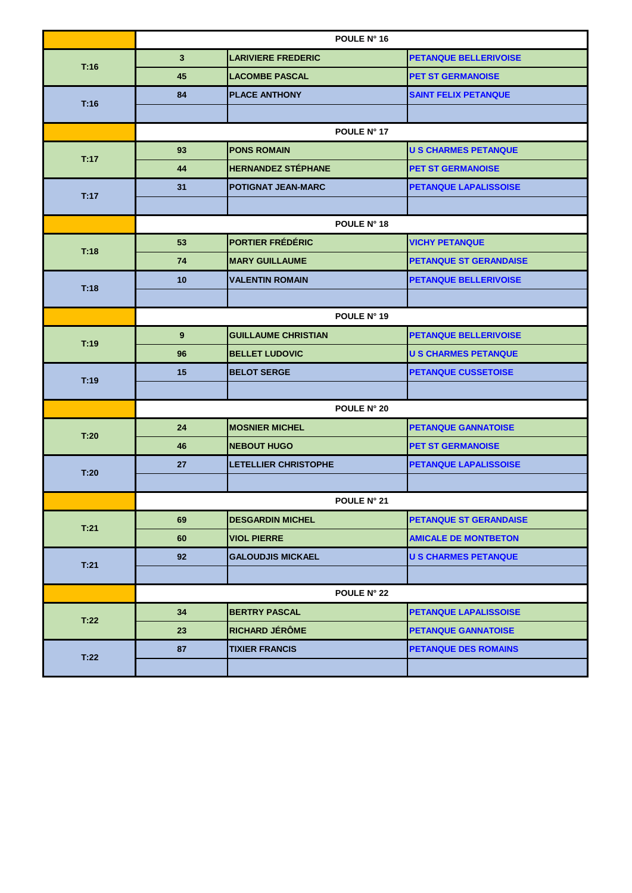| | | POULE N° 16 | |
|---|---|---|---|
| T:16 | 3 | LARIVIERE FREDERIC | PETANQUE BELLERIVOISE |
| | 45 | LACOMBE PASCAL | PET ST GERMANOISE |
| T:16 | 84 | PLACE ANTHONY | SAINT FELIX PETANQUE |
| | | | |
| | | POULE N° 17 | |
| T:17 | 93 | PONS ROMAIN | U S CHARMES PETANQUE |
| | 44 | HERNANDEZ STÉPHANE | PET ST GERMANOISE |
| T:17 | 31 | POTIGNAT JEAN-MARC | PETANQUE LAPALISSOISE |
| | | | |
| | | POULE N° 18 | |
| T:18 | 53 | PORTIER FRÉDÉRIC | VICHY PETANQUE |
| | 74 | MARY GUILLAUME | PETANQUE ST GERANDAISE |
| T:18 | 10 | VALENTIN ROMAIN | PETANQUE BELLERIVOISE |
| | | | |
| | | POULE N° 19 | |
| T:19 | 9 | GUILLAUME CHRISTIAN | PETANQUE BELLERIVOISE |
| | 96 | BELLET LUDOVIC | U S CHARMES PETANQUE |
| T:19 | 15 | BELOT SERGE | PETANQUE CUSSETOISE |
| | | | |
| | | POULE N° 20 | |
| T:20 | 24 | MOSNIER MICHEL | PETANQUE GANNATOISE |
| | 46 | NEBOUT HUGO | PET ST GERMANOISE |
| T:20 | 27 | LETELLIER CHRISTOPHE | PETANQUE LAPALISSOISE |
| | | | |
| | | POULE N° 21 | |
| T:21 | 69 | DESGARDIN MICHEL | PETANQUE ST GERANDAISE |
| | 60 | VIOL PIERRE | AMICALE DE MONTBETON |
| T:21 | 92 | GALOUDJIS MICKAEL | U S CHARMES PETANQUE |
| | | | |
| | | POULE N° 22 | |
| T:22 | 34 | BERTRY PASCAL | PETANQUE LAPALISSOISE |
| | 23 | RICHARD JÉRÔME | PETANQUE GANNATOISE |
| T:22 | 87 | TIXIER FRANCIS | PETANQUE DES ROMAINS |
| | | | |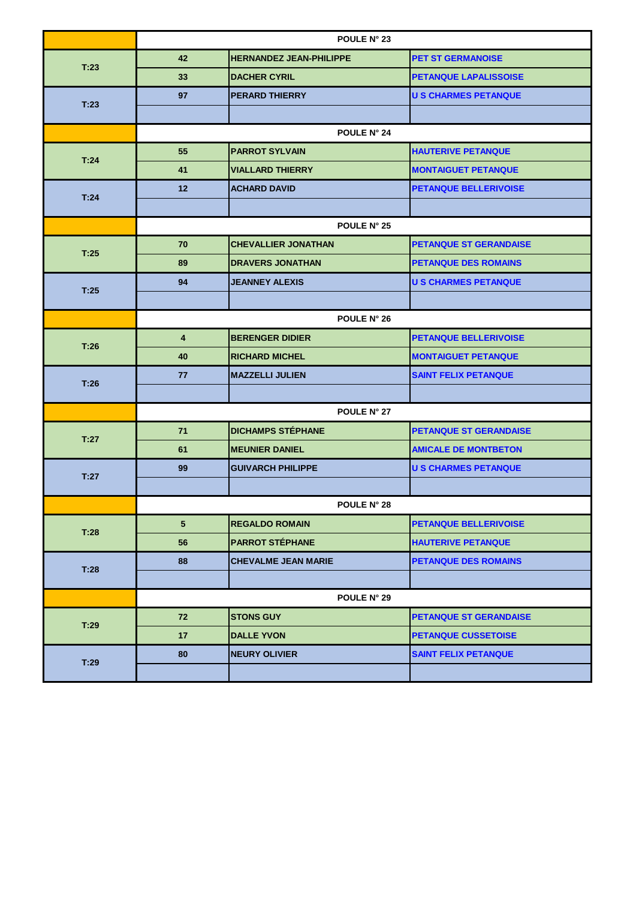| | POULE N° 23 | | |
|---|---|---|---|
| T:23 | 42 | HERNANDEZ JEAN-PHILIPPE | PET ST GERMANOISE |
| | 33 | DACHER CYRIL | PETANQUE LAPALISSOISE |
| T:23 | 97 | PERARD THIERRY | U S CHARMES PETANQUE |
| | | | |
| | POULE N° 24 | | |
| T:24 | 55 | PARROT SYLVAIN | HAUTERIVE PETANQUE |
| | 41 | VIALLARD THIERRY | MONTAIGUET PETANQUE |
| T:24 | 12 | ACHARD DAVID | PETANQUE BELLERIVOISE |
| | | | |
| | POULE N° 25 | | |
| T:25 | 70 | CHEVALLIER JONATHAN | PETANQUE ST GERANDAISE |
| | 89 | DRAVERS JONATHAN | PETANQUE DES ROMAINS |
| T:25 | 94 | JEANNEY ALEXIS | U S CHARMES PETANQUE |
| | | | |
| | POULE N° 26 | | |
| T:26 | 4 | BERENGER DIDIER | PETANQUE BELLERIVOISE |
| | 40 | RICHARD MICHEL | MONTAIGUET PETANQUE |
| T:26 | 77 | MAZZELLI JULIEN | SAINT FELIX PETANQUE |
| | | | |
| | POULE N° 27 | | |
| T:27 | 71 | DICHAMPS STÉPHANE | PETANQUE ST GERANDAISE |
| | 61 | MEUNIER DANIEL | AMICALE DE MONTBETON |
| T:27 | 99 | GUIVARCH PHILIPPE | U S CHARMES PETANQUE |
| | | | |
| | POULE N° 28 | | |
| T:28 | 5 | REGALDO ROMAIN | PETANQUE BELLERIVOISE |
| | 56 | PARROT STÉPHANE | HAUTERIVE PETANQUE |
| T:28 | 88 | CHEVALME JEAN MARIE | PETANQUE DES ROMAINS |
| | | | |
| | POULE N° 29 | | |
| T:29 | 72 | STONS GUY | PETANQUE ST GERANDAISE |
| | 17 | DALLE YVON | PETANQUE CUSSETOISE |
| T:29 | 80 | NEURY OLIVIER | SAINT FELIX PETANQUE |
| | | | |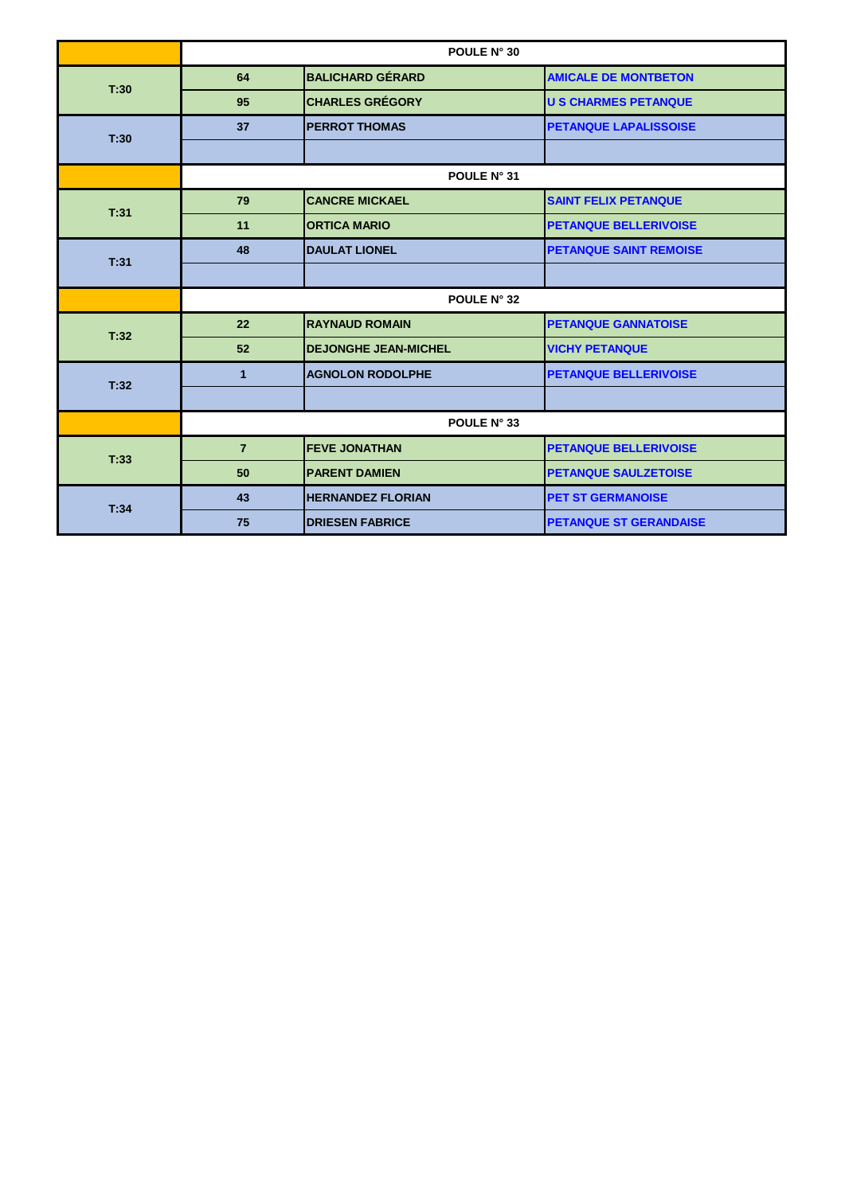| | | | |
|---|---|---|---|
| | POULE N° 30 | | |
| T:30 | 64 | BALICHARD GÉRARD | AMICALE DE MONTBETON |
| | 95 | CHARLES GRÉGORY | U S CHARMES PETANQUE |
| T:30 | 37 | PERROT THOMAS | PETANQUE LAPALISSOISE |
| | | | |
| | POULE N° 31 | | |
| T:31 | 79 | CANCRE MICKAEL | SAINT FELIX PETANQUE |
| | 11 | ORTICA MARIO | PETANQUE BELLERIVOISE |
| T:31 | 48 | DAULAT LIONEL | PETANQUE SAINT REMOISE |
| | | | |
| | POULE N° 32 | | |
| T:32 | 22 | RAYNAUD ROMAIN | PETANQUE GANNATOISE |
| | 52 | DEJONGHE JEAN-MICHEL | VICHY PETANQUE |
| T:32 | 1 | AGNOLON RODOLPHE | PETANQUE BELLERIVOISE |
| | | | |
| | POULE N° 33 | | |
| T:33 | 7 | FEVE JONATHAN | PETANQUE BELLERIVOISE |
| | 50 | PARENT DAMIEN | PETANQUE SAULZETOISE |
| T:34 | 43 | HERNANDEZ FLORIAN | PET ST GERMANOISE |
| | 75 | DRIESEN FABRICE | PETANQUE ST GERANDAISE |